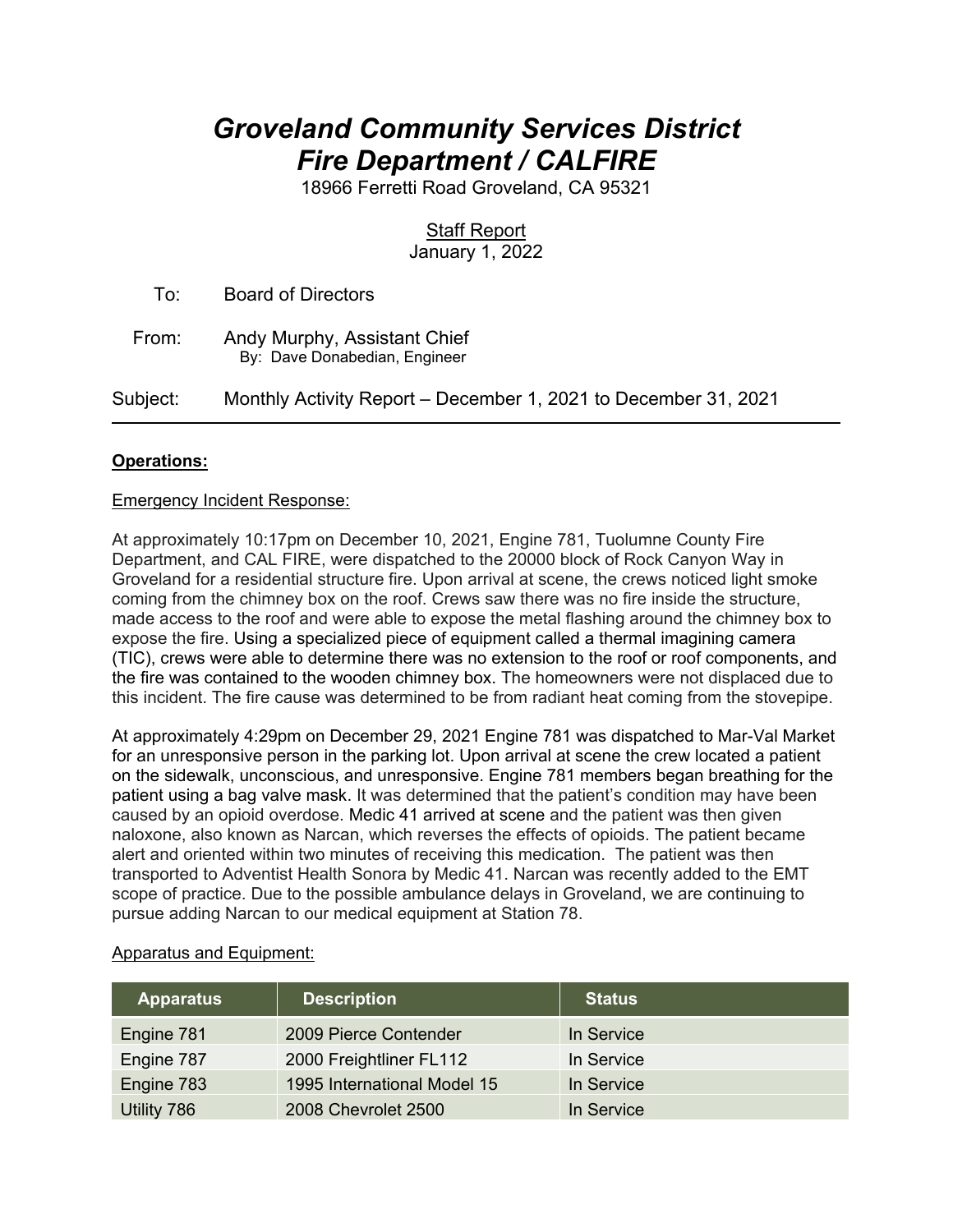# *Groveland Community Services District*
# *Fire Department / CALFIRE*

18966 Ferretti Road Groveland, CA 95321

Staff Report
January 1, 2022

To: Board of Directors

From: Andy Murphy, Assistant Chief
By: Dave Donabedian, Engineer

Subject: Monthly Activity Report – December 1, 2021 to December 31, 2021

---

**Operations:**

Emergency Incident Response:

At approximately 10:17pm on December 10, 2021, Engine 781, Tuolumne County Fire Department, and CAL FIRE, were dispatched to the 20000 block of Rock Canyon Way in Groveland for a residential structure fire. Upon arrival at scene, the crews noticed light smoke coming from the chimney box on the roof. Crews saw there was no fire inside the structure, made access to the roof and were able to expose the metal flashing around the chimney box to expose the fire. Using a specialized piece of equipment called a thermal imagining camera (TIC), crews were able to determine there was no extension to the roof or roof components, and the fire was contained to the wooden chimney box. The homeowners were not displaced due to this incident. The fire cause was determined to be from radiant heat coming from the stovepipe.

At approximately 4:29pm on December 29, 2021 Engine 781 was dispatched to Mar-Val Market for an unresponsive person in the parking lot. Upon arrival at scene the crew located a patient on the sidewalk, unconscious, and unresponsive. Engine 781 members began breathing for the patient using a bag valve mask. It was determined that the patient's condition may have been caused by an opioid overdose. Medic 41 arrived at scene and the patient was then given naloxone, also known as Narcan, which reverses the effects of opioids. The patient became alert and oriented within two minutes of receiving this medication. The patient was then transported to Adventist Health Sonora by Medic 41. Narcan was recently added to the EMT scope of practice. Due to the possible ambulance delays in Groveland, we are continuing to pursue adding Narcan to our medical equipment at Station 78.

Apparatus and Equipment:

| Apparatus | Description | Status |
|---|---|---|
| Engine 781 | 2009 Pierce Contender | In Service |
| Engine 787 | 2000 Freightliner FL112 | In Service |
| Engine 783 | 1995 International Model 15 | In Service |
| Utility 786 | 2008 Chevrolet 2500 | In Service |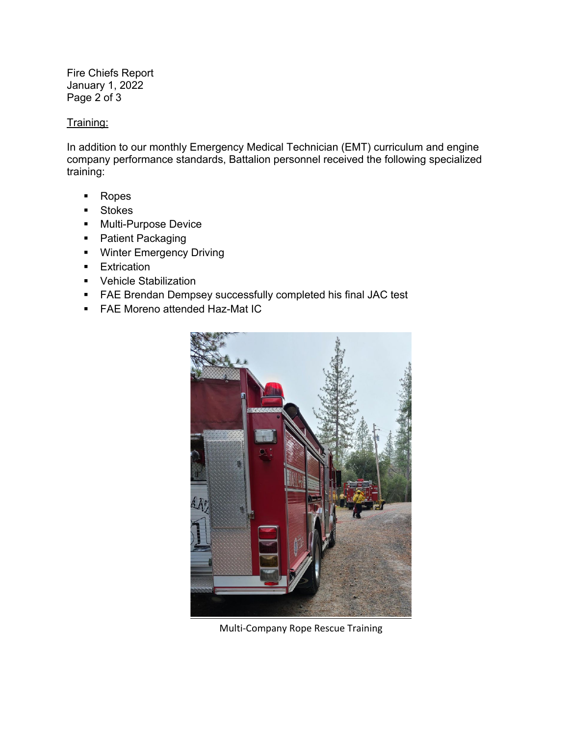Fire Chiefs Report
January 1, 2022

## Training:

In addition to our monthly Emergency Medical Technician (EMT) curriculum and engine company performance standards, Battalion personnel received the following specialized training:

- Ropes
- Stokes
- Multi-Purpose Device
- Patient Packaging
- Winter Emergency Driving
- Extrication
- Vehicle Stabilization
- FAE Brendan Dempsey successfully completed his final JAC test
- FAE Moreno attended Haz-Mat IC

Multi-Company Rope Rescue Training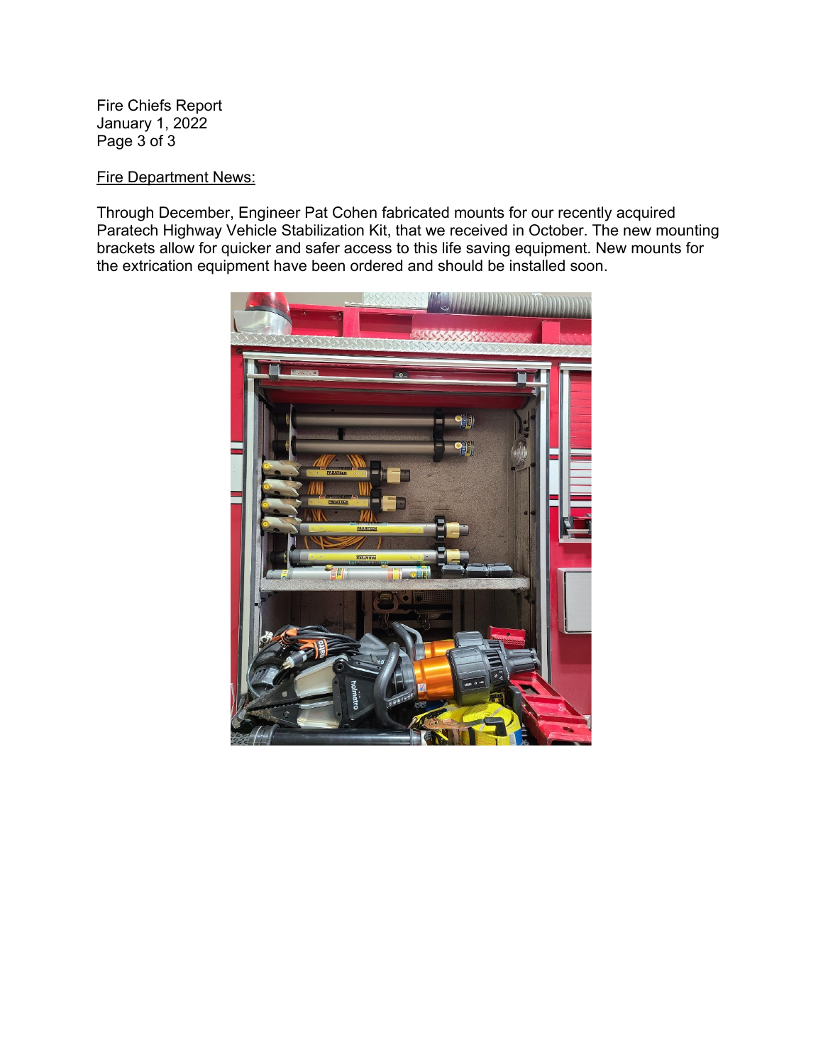Fire Chiefs Report
January 1, 2022

Fire Department News:

Through December, Engineer Pat Cohen fabricated mounts for our recently acquired Paratech Highway Vehicle Stabilization Kit, that we received in October. The new mounting brackets allow for quicker and safer access to this life saving equipment. New mounts for the extrication equipment have been ordered and should be installed soon.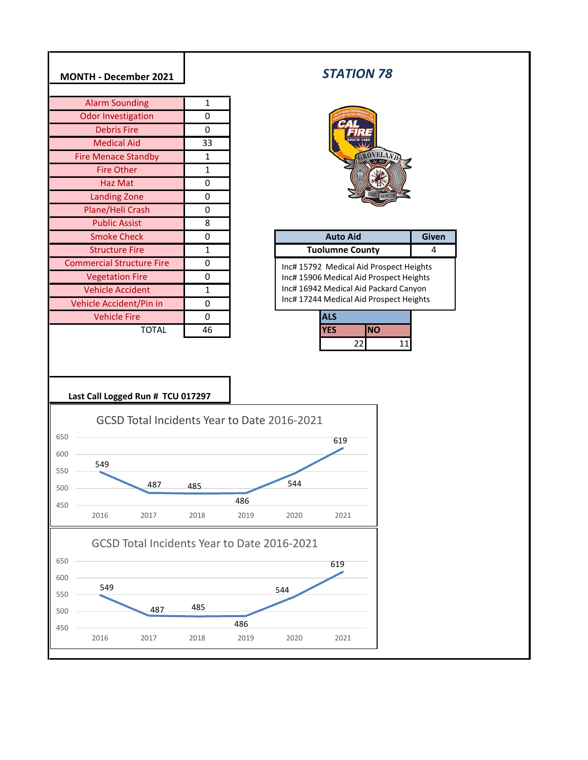**MONTH - December 2021**

## *STATION 78*

| | |
|---|---|
| Alarm Sounding | 1 |
| Odor Investigation | 0 |
| Debris Fire | 0 |
| Medical Aid | 33 |
| Fire Menace Standby | 1 |
| Fire Other | 1 |
| Haz Mat | 0 |
| Landing Zone | 0 |
| Plane/Heli Crash | 0 |
| Public Assist | 8 |
| Smoke Check | 0 |
| Structure Fire | 1 |
| Commercial Structure Fire | 0 |
| Vegetation Fire | 0 |
| Vehicle Accident | 1 |
| Vehicle Accident/Pin in | 0 |
| Vehicle Fire | 0 |
| TOTAL | 46 |

| Auto Aid | Given |
|---|---|
| Tuolumne County | 4 |

Inc# 15792 Medical Aid Prospect Heights
Inc# 15906 Medical Aid Prospect Heights
Inc# 16942 Medical Aid Packard Canyon
Inc# 17244 Medical Aid Prospect Heights

| ALS | |
|---|---|
| YES | NO |
| 22 | 11 |

**Last Call Logged Run # TCU 017297**

GCSD Total Incidents Year to Date 2016-2021

650
600
550
500
450

549
487
485
486
544
619

2016 2017 2018 2019 2020 2021

GCSD Total Incidents Year to Date 2016-2021

650
600
550
500
450

549
487
485
486
544
619

2016 2017 2018 2019 2020 2021